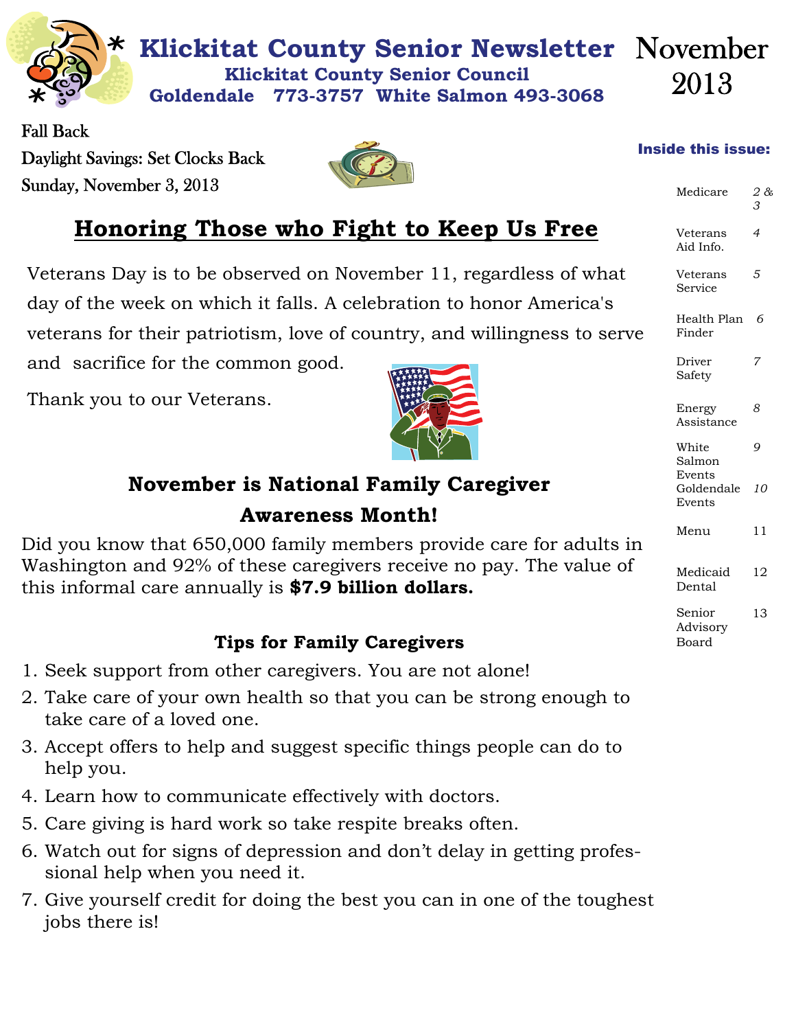# Klickitat County Senior Newsletter

**Klickitat County Senior Council**

**Goldendale 773-3757 White Salmon 493-3068**

November 2013

Fall Back

Daylight Savings: Set Clocks Back

Sunday, November 3, 2013

**Inside this issue:**

| | |
|---|---|
| Medicare | 2 & 3 |
| Veterans Aid Info. | 4 |
| Veterans Service | 5 |
| Health Plan Finder | 6 |
| Driver Safety | 7 |
| Energy Assistance | 8 |
| White Salmon Events | 9 |
| Goldendale Events | 10 |
| Menu | 11 |
| Medicaid Dental | 12 |
| Senior Advisory Board | 13 |

## Honoring Those who Fight to Keep Us Free

Veterans Day is to be observed on November 11, regardless of what day of the week on which it falls. A celebration to honor America's veterans for their patriotism, love of country, and willingness to serve and sacrifice for the common good.

Thank you to our Veterans.

## November is National Family Caregiver Awareness Month!

Did you know that 650,000 family members provide care for adults in Washington and 92% of these caregivers receive no pay. The value of this informal care annually is **$7.9 billion dollars.**

### Tips for Family Caregivers

1. Seek support from other caregivers. You are not alone!
2. Take care of your own health so that you can be strong enough to take care of a loved one.
3. Accept offers to help and suggest specific things people can do to help you.
4. Learn how to communicate effectively with doctors.
5. Care giving is hard work so take respite breaks often.
6. Watch out for signs of depression and don't delay in getting professional help when you need it.
7. Give yourself credit for doing the best you can in one of the toughest jobs there is!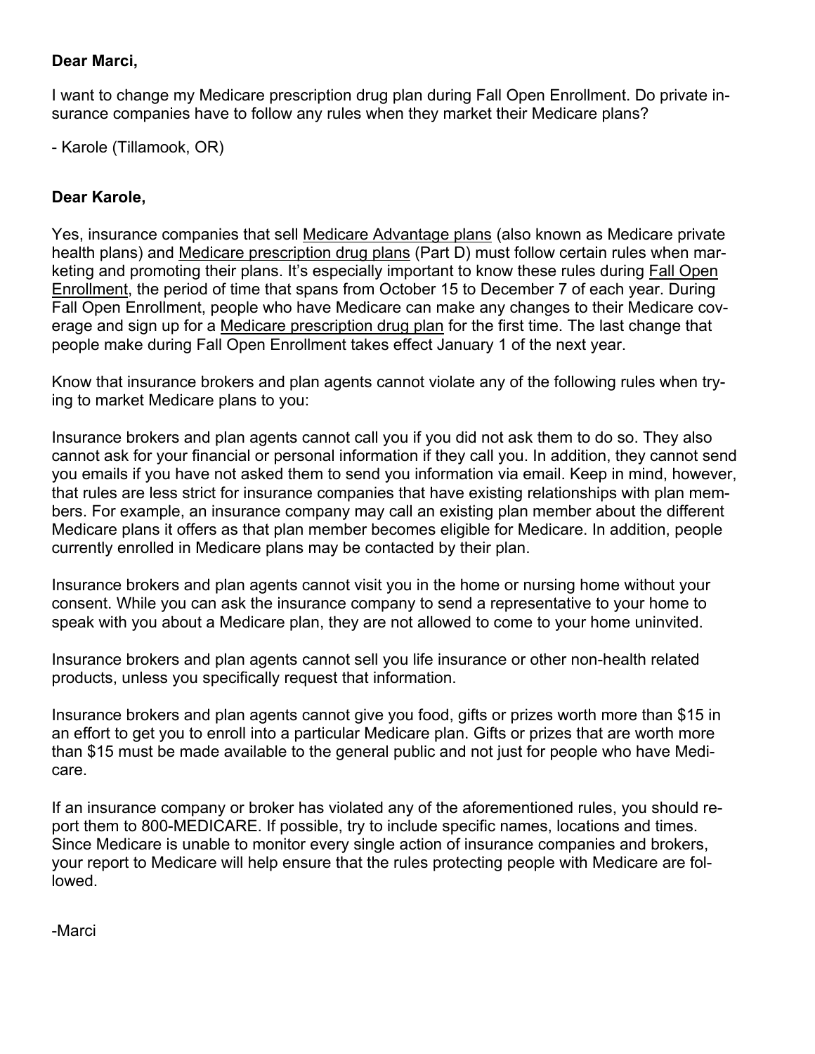**Dear Marci,**

I want to change my Medicare prescription drug plan during Fall Open Enrollment. Do private insurance companies have to follow any rules when they market their Medicare plans?

- Karole (Tillamook, OR)

**Dear Karole,**

Yes, insurance companies that sell Medicare Advantage plans (also known as Medicare private health plans) and Medicare prescription drug plans (Part D) must follow certain rules when marketing and promoting their plans. It's especially important to know these rules during Fall Open Enrollment, the period of time that spans from October 15 to December 7 of each year. During Fall Open Enrollment, people who have Medicare can make any changes to their Medicare coverage and sign up for a Medicare prescription drug plan for the first time. The last change that people make during Fall Open Enrollment takes effect January 1 of the next year.

Know that insurance brokers and plan agents cannot violate any of the following rules when trying to market Medicare plans to you:

Insurance brokers and plan agents cannot call you if you did not ask them to do so. They also cannot ask for your financial or personal information if they call you. In addition, they cannot send you emails if you have not asked them to send you information via email. Keep in mind, however, that rules are less strict for insurance companies that have existing relationships with plan members. For example, an insurance company may call an existing plan member about the different Medicare plans it offers as that plan member becomes eligible for Medicare. In addition, people currently enrolled in Medicare plans may be contacted by their plan.

Insurance brokers and plan agents cannot visit you in the home or nursing home without your consent. While you can ask the insurance company to send a representative to your home to speak with you about a Medicare plan, they are not allowed to come to your home uninvited.

Insurance brokers and plan agents cannot sell you life insurance or other non-health related products, unless you specifically request that information.

Insurance brokers and plan agents cannot give you food, gifts or prizes worth more than $15 in an effort to get you to enroll into a particular Medicare plan. Gifts or prizes that are worth more than $15 must be made available to the general public and not just for people who have Medicare.

If an insurance company or broker has violated any of the aforementioned rules, you should report them to 800-MEDICARE. If possible, try to include specific names, locations and times. Since Medicare is unable to monitor every single action of insurance companies and brokers, your report to Medicare will help ensure that the rules protecting people with Medicare are followed.

-Marci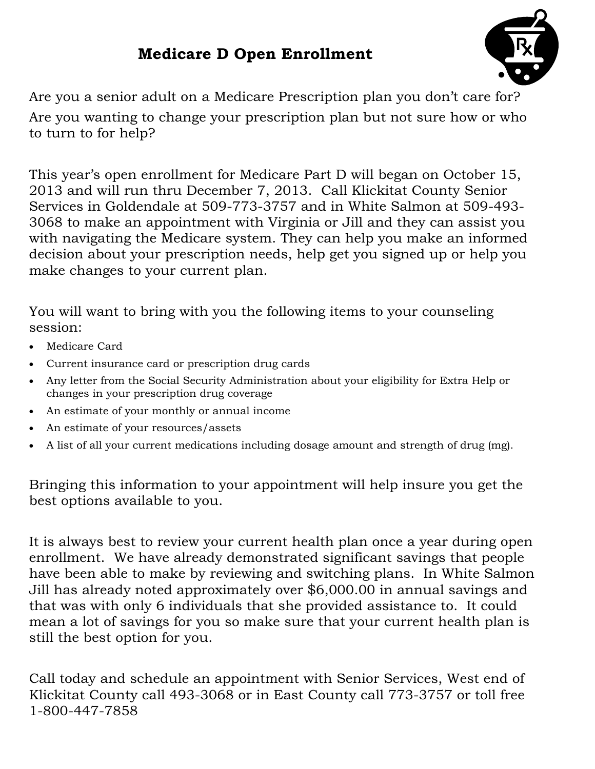# Medicare D Open Enrollment

Are you a senior adult on a Medicare Prescription plan you don't care for?

Are you wanting to change your prescription plan but not sure how or who to turn to for help?

This year's open enrollment for Medicare Part D will began on October 15, 2013 and will run thru December 7, 2013. Call Klickitat County Senior Services in Goldendale at 509-773-3757 and in White Salmon at 509-493-3068 to make an appointment with Virginia or Jill and they can assist you with navigating the Medicare system. They can help you make an informed decision about your prescription needs, help get you signed up or help you make changes to your current plan.

You will want to bring with you the following items to your counseling session:

- Medicare Card
- Current insurance card or prescription drug cards
- Any letter from the Social Security Administration about your eligibility for Extra Help or changes in your prescription drug coverage
- An estimate of your monthly or annual income
- An estimate of your resources/assets
- A list of all your current medications including dosage amount and strength of drug (mg).

Bringing this information to your appointment will help insure you get the best options available to you.

It is always best to review your current health plan once a year during open enrollment. We have already demonstrated significant savings that people have been able to make by reviewing and switching plans. In White Salmon Jill has already noted approximately over $6,000.00 in annual savings and that was with only 6 individuals that she provided assistance to. It could mean a lot of savings for you so make sure that your current health plan is still the best option for you.

Call today and schedule an appointment with Senior Services, West end of Klickitat County call 493-3068 or in East County call 773-3757 or toll free 1-800-447-7858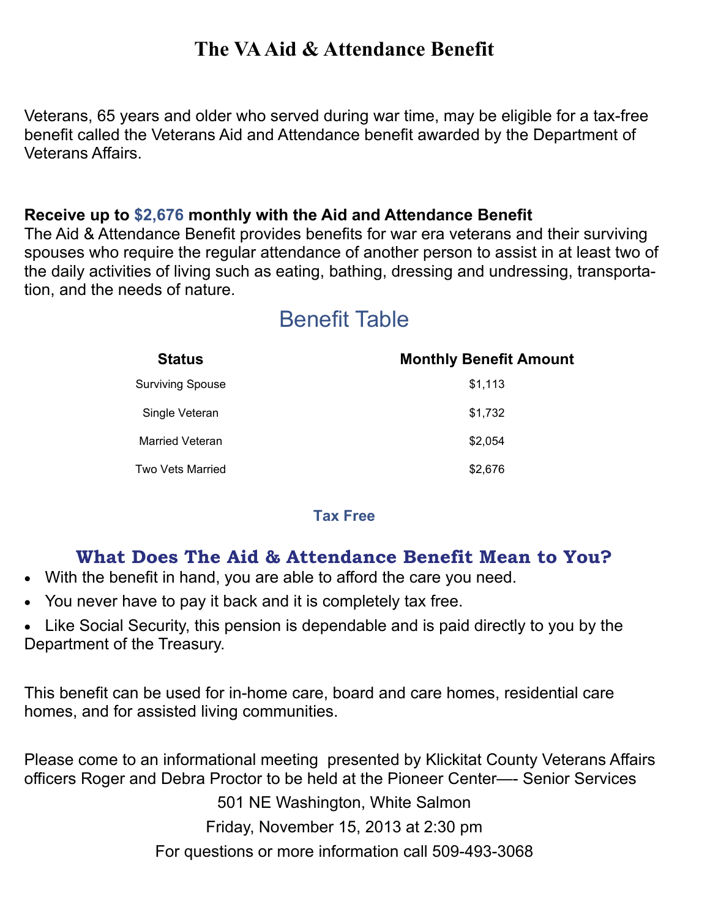# The VA Aid & Attendance Benefit

Veterans, 65 years and older who served during war time, may be eligible for a tax-free benefit called the Veterans Aid and Attendance benefit awarded by the Department of Veterans Affairs.

**Receive up to $2,676 monthly with the Aid and Attendance Benefit**

The Aid & Attendance Benefit provides benefits for war era veterans and their surviving spouses who require the regular attendance of another person to assist in at least two of the daily activities of living such as eating, bathing, dressing and undressing, transportation, and the needs of nature.

## Benefit Table

| Status | Monthly Benefit Amount |
|---|---|
| Surviving Spouse | $1,113 |
| Single Veteran | $1,732 |
| Married Veteran | $2,054 |
| Two Vets Married | $2,676 |

**Tax Free**

## What Does The Aid & Attendance Benefit Mean to You?

- With the benefit in hand, you are able to afford the care you need.
- You never have to pay it back and it is completely tax free.
- Like Social Security, this pension is dependable and is paid directly to you by the Department of the Treasury.

This benefit can be used for in-home care, board and care homes, residential care homes, and for assisted living communities.

Please come to an informational meeting presented by Klickitat County Veterans Affairs officers Roger and Debra Proctor to be held at the Pioneer Center—- Senior Services

501 NE Washington, White Salmon

Friday, November 15, 2013 at 2:30 pm

For questions or more information call 509-493-3068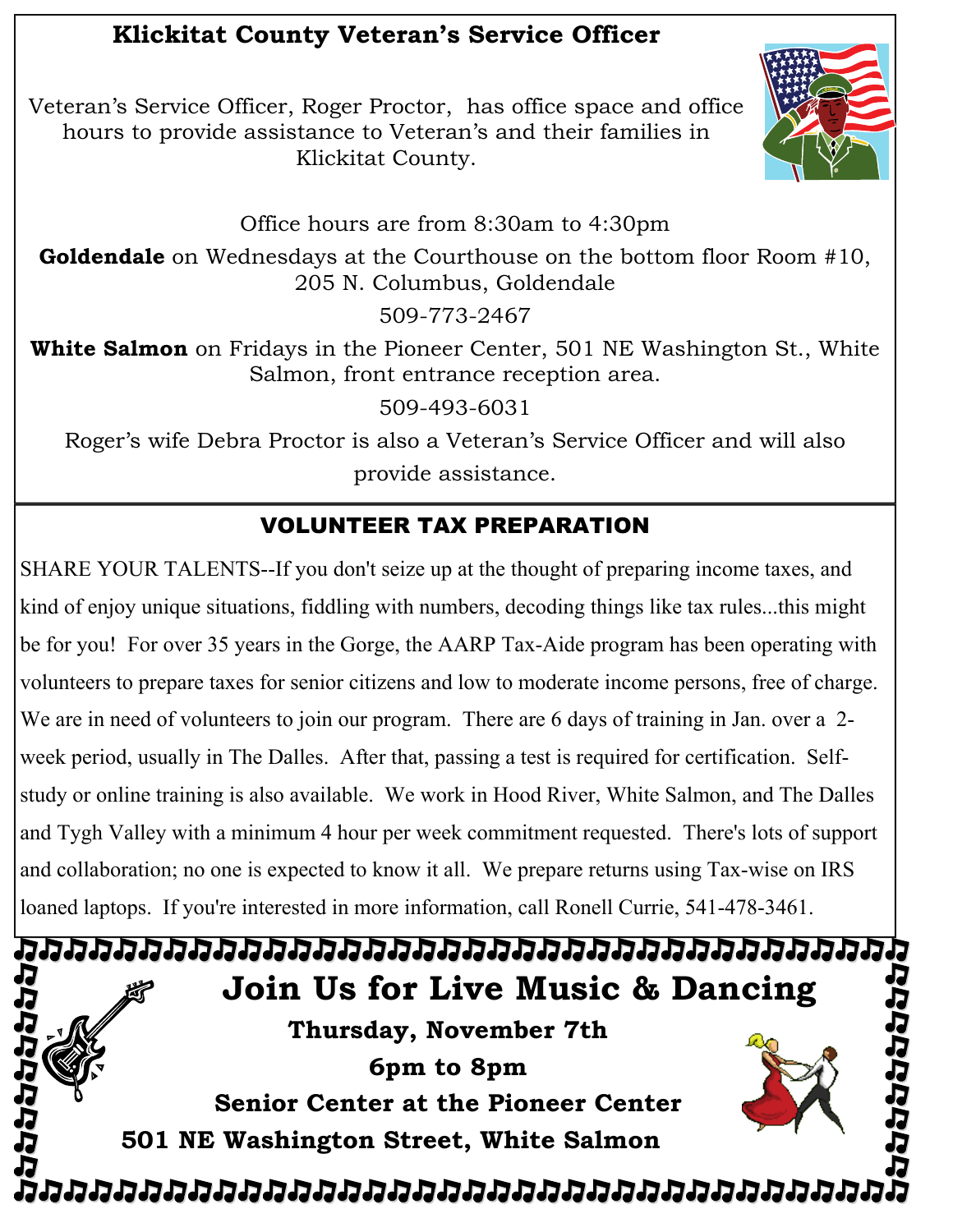## Klickitat County Veteran's Service Officer

Veteran's Service Officer, Roger Proctor, has office space and office hours to provide assistance to Veteran's and their families in Klickitat County.

Office hours are from 8:30am to 4:30pm

**Goldendale** on Wednesdays at the Courthouse on the bottom floor Room #10, 205 N. Columbus, Goldendale

509-773-2467

**White Salmon** on Fridays in the Pioneer Center, 501 NE Washington St., White Salmon, front entrance reception area.

509-493-6031

Roger's wife Debra Proctor is also a Veteran's Service Officer and will also provide assistance.

## VOLUNTEER TAX PREPARATION

SHARE YOUR TALENTS--If you don't seize up at the thought of preparing income taxes, and kind of enjoy unique situations, fiddling with numbers, decoding things like tax rules...this might be for you! For over 35 years in the Gorge, the AARP Tax-Aide program has been operating with volunteers to prepare taxes for senior citizens and low to moderate income persons, free of charge. We are in need of volunteers to join our program. There are 6 days of training in Jan. over a 2-week period, usually in The Dalles. After that, passing a test is required for certification. Self-study or online training is also available. We work in Hood River, White Salmon, and The Dalles and Tygh Valley with a minimum 4 hour per week commitment requested. There's lots of support and collaboration; no one is expected to know it all. We prepare returns using Tax-wise on IRS loaned laptops. If you're interested in more information, call Ronell Currie, 541-478-3461.

## Join Us for Live Music & Dancing

**Thursday, November 7th**

**6pm to 8pm**

**Senior Center at the Pioneer Center**

**501 NE Washington Street, White Salmon**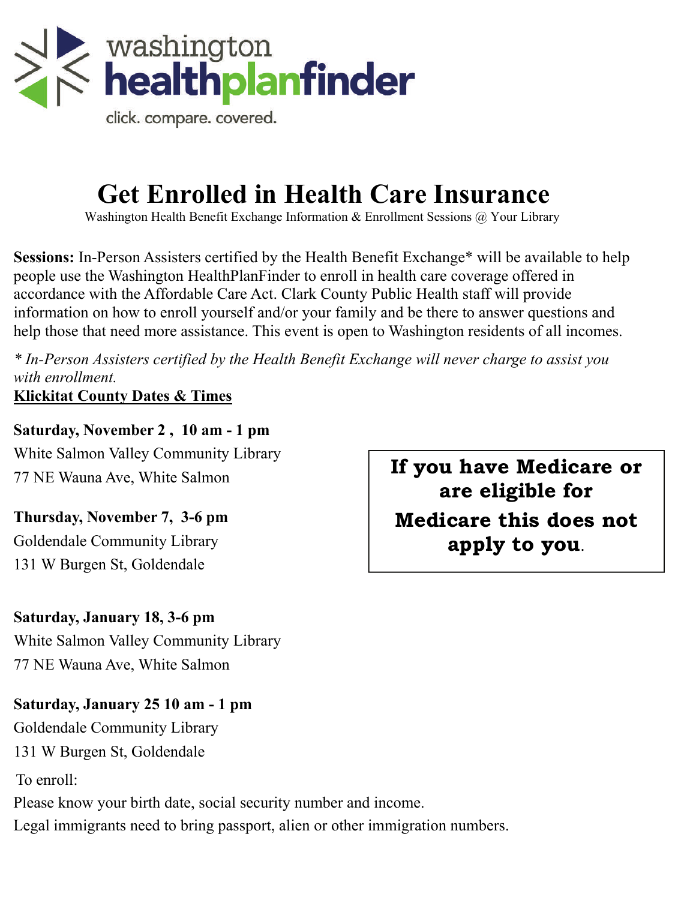washington **healthplanfinder**

click. compare. covered.

# Get Enrolled in Health Care Insurance

Washington Health Benefit Exchange Information & Enrollment Sessions @ Your Library

**Sessions:** In-Person Assisters certified by the Health Benefit Exchange* will be available to help people use the Washington HealthPlanFinder to enroll in health care coverage offered in accordance with the Affordable Care Act. Clark County Public Health staff will provide information on how to enroll yourself and/or your family and be there to answer questions and help those that need more assistance. This event is open to Washington residents of all incomes.

*\* In-Person Assisters certified by the Health Benefit Exchange will never charge to assist you with enrollment.*

**Klickitat County Dates & Times**

**Saturday, November 2 , 10 am - 1 pm**
White Salmon Valley Community Library
77 NE Wauna Ave, White Salmon

**Thursday, November 7, 3-6 pm**
Goldendale Community Library
131 W Burgen St, Goldendale

**Saturday, January 18, 3-6 pm**
White Salmon Valley Community Library
77 NE Wauna Ave, White Salmon

**Saturday, January 25 10 am - 1 pm**
Goldendale Community Library
131 W Burgen St, Goldendale

**If you have Medicare or are eligible for Medicare this does not apply to you.**

To enroll:

Please know your birth date, social security number and income.

Legal immigrants need to bring passport, alien or other immigration numbers.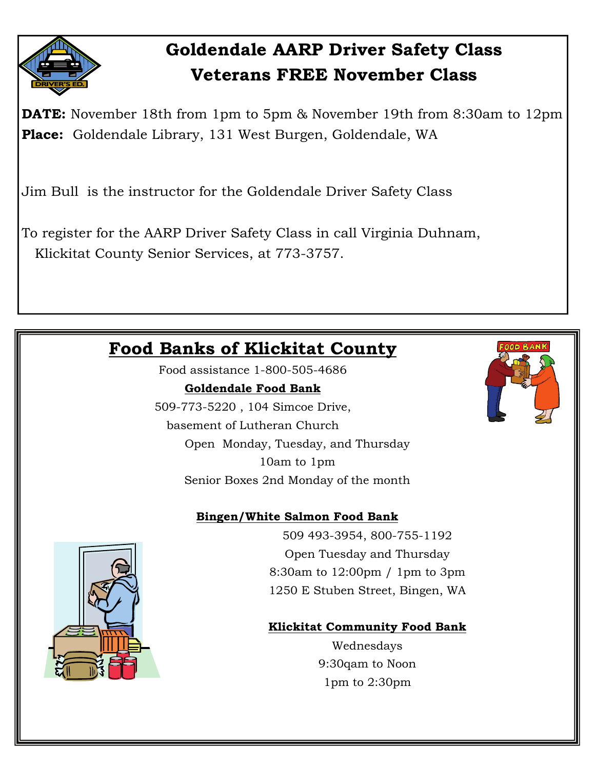# Goldendale AARP Driver Safety Class
# Veterans FREE November Class

**DATE:** November 18th from 1pm to 5pm & November 19th from 8:30am to 12pm
**Place:** Goldendale Library, 131 West Burgen, Goldendale, WA

Jim Bull is the instructor for the Goldendale Driver Safety Class

To register for the AARP Driver Safety Class in call Virginia Duhnam, Klickitat County Senior Services, at 773-3757.

## Food Banks of Klickitat County

Food assistance 1-800-505-4686

**Goldendale Food Bank**

509-773-5220 , 104 Simcoe Drive,
basement of Lutheran Church
Open Monday, Tuesday, and Thursday
10am to 1pm
Senior Boxes 2nd Monday of the month

**Bingen/White Salmon Food Bank**

509 493-3954, 800-755-1192
Open Tuesday and Thursday
8:30am to 12:00pm / 1pm to 3pm
1250 E Stuben Street, Bingen, WA

**Klickitat Community Food Bank**

Wednesdays
9:30qam to Noon
1pm to 2:30pm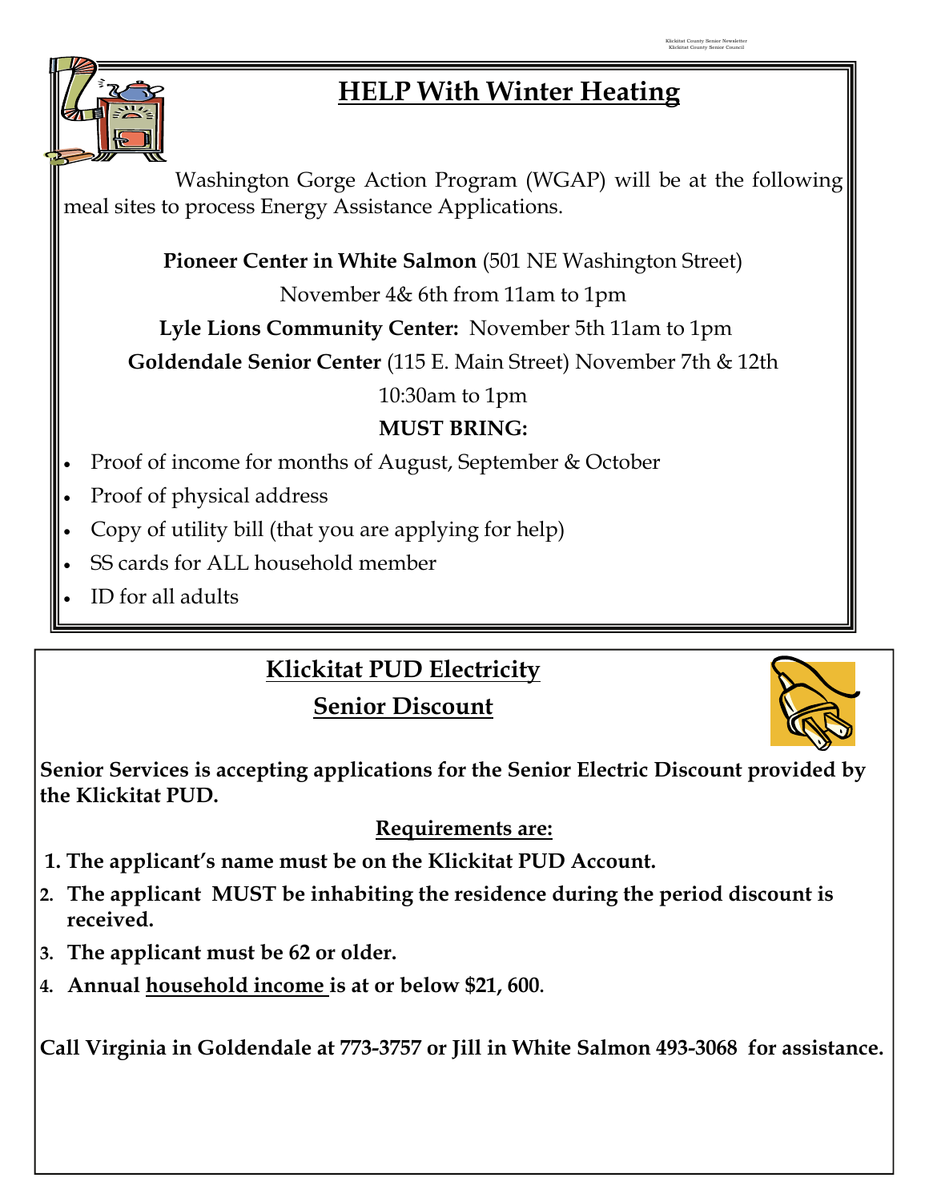# HELP With Winter Heating

Washington Gorge Action Program (WGAP) will be at the following meal sites to process Energy Assistance Applications.

**Pioneer Center in White Salmon** (501 NE Washington Street)

November 4& 6th from 11am to 1pm

**Lyle Lions Community Center:** November 5th 11am to 1pm

**Goldendale Senior Center** (115 E. Main Street) November 7th & 12th

10:30am to 1pm

**MUST BRING:**

- Proof of income for months of August, September & October
- Proof of physical address
- Copy of utility bill (that you are applying for help)
- SS cards for ALL household member
- ID for all adults

## Klickitat PUD Electricity Senior Discount

**Senior Services is accepting applications for the Senior Electric Discount provided by the Klickitat PUD.**

**Requirements are:**

1. **The applicant's name must be on the Klickitat PUD Account.**
2. **The applicant MUST be inhabiting the residence during the period discount is received.**
3. **The applicant must be 62 or older.**
4. **Annual household income is at or below $21, 600.**

**Call Virginia in Goldendale at 773-3757 or Jill in White Salmon 493-3068 for assistance.**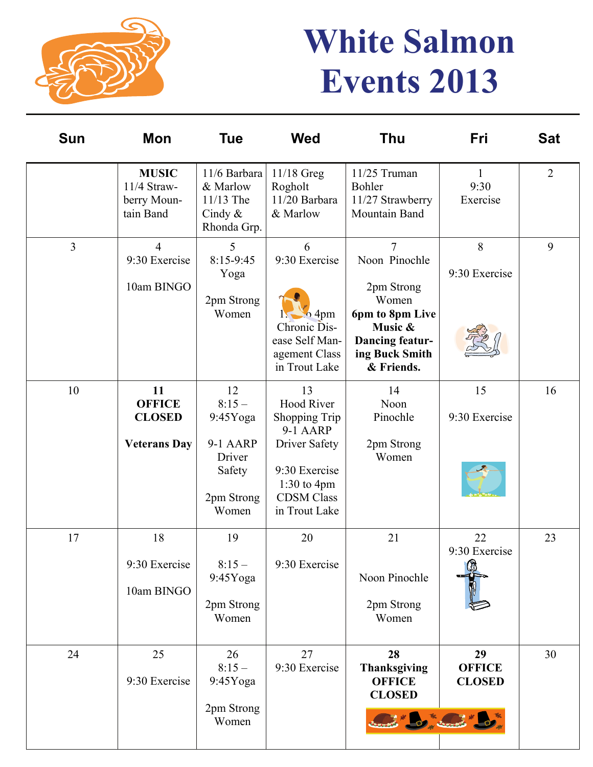# White Salmon Events 2013

| Sun | Mon | Tue | Wed | Thu | Fri | Sat |
|---|---|---|---|---|---|---|
| | **MUSIC** 11/4 Strawberry Mountain Band | 11/6 Barbara & Marlow 11/13 The Cindy & Rhonda Grp. | 11/18 Greg Rogholt 11/20 Barbara & Marlow | 11/25 Truman Bohler 11/27 Strawberry Mountain Band | 1 9:30 Exercise | 2 |
| 3 | 4 9:30 Exercise 10am BINGO | 5 8:15-9:45 Yoga 2pm Strong Women | 6 9:30 Exercise 1:30 to 4pm Chronic Disease Self Management Class in Trout Lake | 7 Noon Pinochle 2pm Strong Women **6pm to 8pm Live Music & Dancing featuring Buck Smith & Friends.** | 8 9:30 Exercise | 9 |
| 10 | **11 OFFICE CLOSED** **Veterans Day** | 12 8:15 – 9:45Yoga 9-1 AARP Driver Safety 2pm Strong Women | 13 Hood River Shopping Trip 9-1 AARP Driver Safety 9:30 Exercise 1:30 to 4pm CDSM Class in Trout Lake | 14 Noon Pinochle 2pm Strong Women | 15 9:30 Exercise | 16 |
| 17 | 18 9:30 Exercise 10am BINGO | 19 8:15 – 9:45Yoga 2pm Strong Women | 20 9:30 Exercise | 21 Noon Pinochle 2pm Strong Women | 22 9:30 Exercise | 23 |
| 24 | 25 9:30 Exercise | 26 8:15 – 9:45Yoga 2pm Strong Women | 27 9:30 Exercise | **28 Thanksgiving OFFICE CLOSED** | **29 OFFICE CLOSED** | 30 |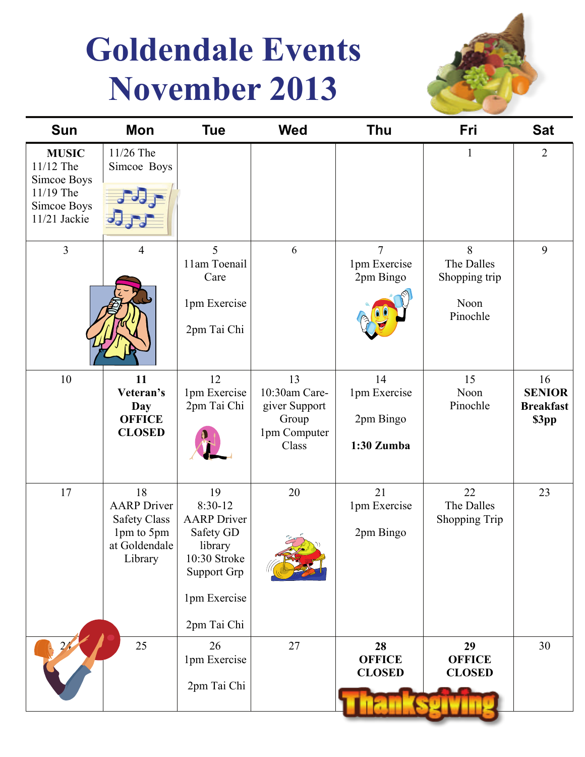# Goldendale Events November 2013

| Sun | Mon | Tue | Wed | Thu | Fri | Sat |
|---|---|---|---|---|---|---|
| **MUSIC** 11/12 The Simcoe Boys 11/19 The Simcoe Boys 11/21 Jackie | 11/26 The Simcoe Boys | | | | 1 | 2 |
| 3 | 4 | 5 11am Toenail Care 1pm Exercise 2pm Tai Chi | 6 | 7 1pm Exercise 2pm Bingo | 8 The Dalles Shopping trip Noon Pinochle | 9 |
| 10 | **11 Veteran's Day OFFICE CLOSED** | 12 1pm Exercise 2pm Tai Chi | 13 10:30am Care-giver Support Group 1pm Computer Class | 14 1pm Exercise 2pm Bingo **1:30 Zumba** | 15 Noon Pinochle | 16 **SENIOR Breakfast $3pp** |
| 17 | 18 AARP Driver Safety Class 1pm to 5pm at Goldendale Library | 19 8:30-12 AARP Driver Safety GD library 10:30 Stroke Support Grp 1pm Exercise 2pm Tai Chi | 20 | 21 1pm Exercise 2pm Bingo | 22 The Dalles Shopping Trip | 23 |
| 24 | 25 | 26 1pm Exercise 2pm Tai Chi | 27 | **28 OFFICE CLOSED** | **29 OFFICE CLOSED** | 30 |

Thanksgiving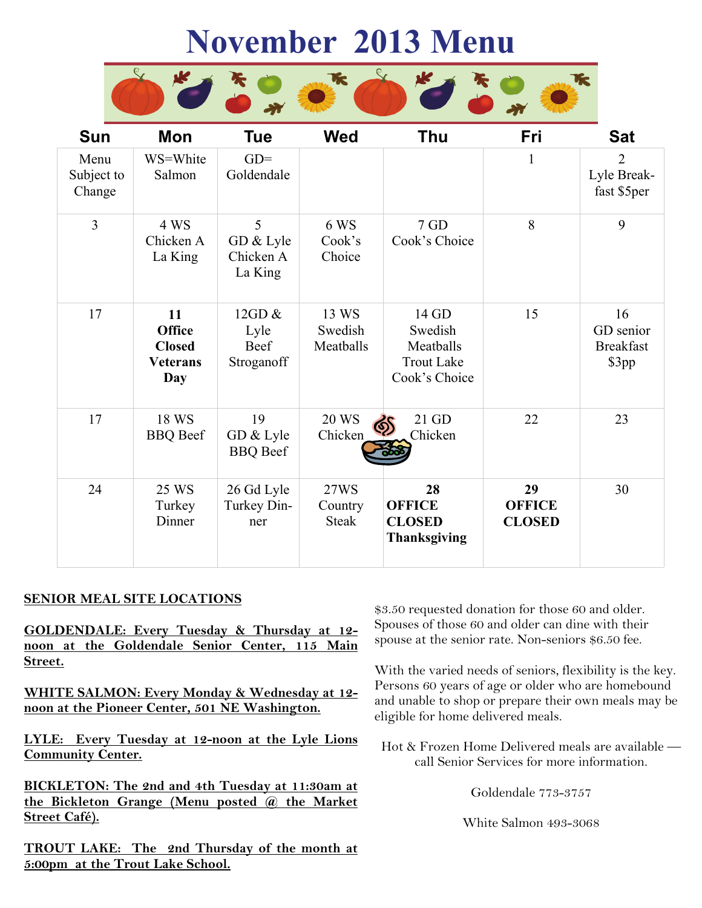# November 2013 Menu

| Sun | Mon | Tue | Wed | Thu | Fri | Sat |
|---|---|---|---|---|---|---|
| Menu Subject to Change | WS=White Salmon | GD= Goldendale | | | 1 | 2 Lyle Break-fast $5per |
| 3 | 4 WS Chicken A La King | 5 GD & Lyle Chicken A La King | 6 WS Cook's Choice | 7 GD Cook's Choice | 8 | 9 |
| 17 | **11 Office Closed Veterans Day** | 12GD & Lyle Beef Stroganoff | 13 WS Swedish Meatballs | 14 GD Swedish Meatballs Trout Lake Cook's Choice | 15 | 16 GD senior Breakfast $3pp |
| 17 | 18 WS BBQ Beef | 19 GD & Lyle BBQ Beef | 20 WS Chicken | 21 GD Chicken | 22 | 23 |
| 24 | 25 WS Turkey Dinner | 26 Gd Lyle Turkey Din-ner | 27WS Country Steak | **28 OFFICE CLOSED Thanksgiving** | **29 OFFICE CLOSED** | 30 |

**SENIOR MEAL SITE LOCATIONS**

**GOLDENDALE: Every Tuesday & Thursday at 12-noon at the Goldendale Senior Center, 115 Main Street.**

**WHITE SALMON: Every Monday & Wednesday at 12-noon at the Pioneer Center, 501 NE Washington.**

**LYLE: Every Tuesday at 12-noon at the Lyle Lions Community Center.**

**BICKLETON: The 2nd and 4th Tuesday at 11:30am at the Bickleton Grange (Menu posted @ the Market Street Café).**

**TROUT LAKE: The 2nd Thursday of the month at 5:00pm at the Trout Lake School.**

$3.50 requested donation for those 60 and older. Spouses of those 60 and older can dine with their spouse at the senior rate. Non-seniors $6.50 fee.

With the varied needs of seniors, flexibility is the key. Persons 60 years of age or older who are homebound and unable to shop or prepare their own meals may be eligible for home delivered meals.

Hot & Frozen Home Delivered meals are available — call Senior Services for more information.

Goldendale 773-3757

White Salmon 493-3068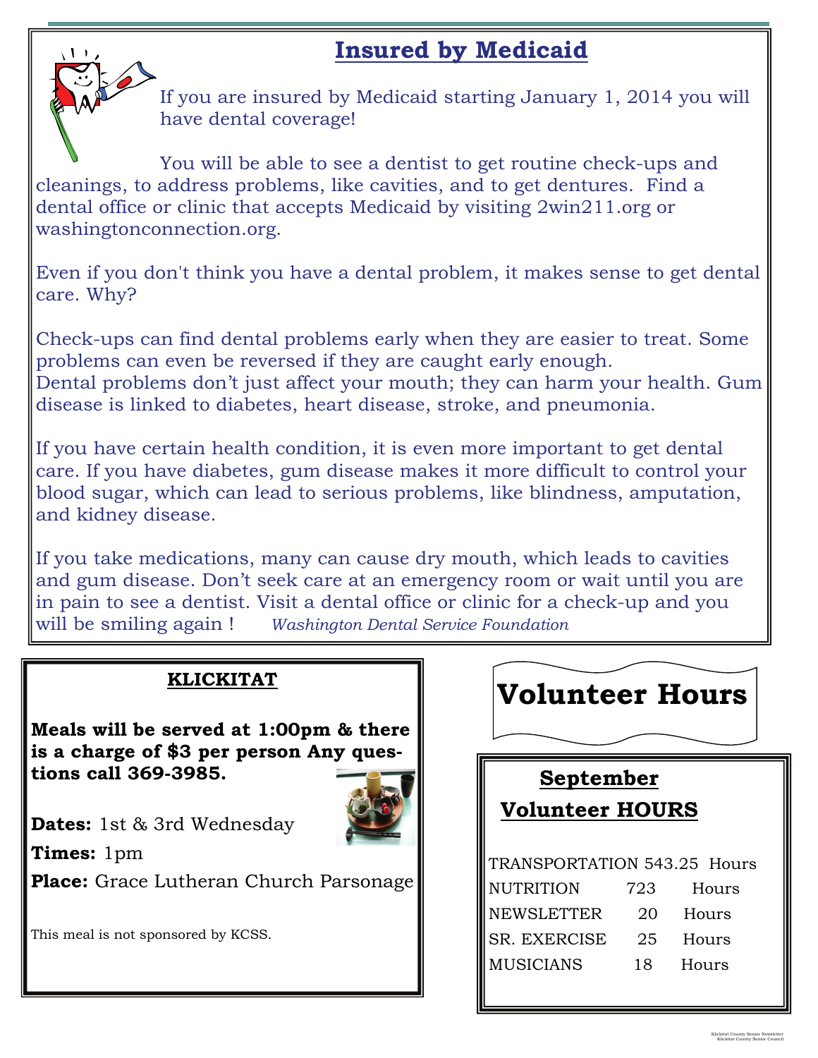# Insured by Medicaid

If you are insured by Medicaid starting January 1, 2014 you will have dental coverage!

You will be able to see a dentist to get routine check-ups and cleanings, to address problems, like cavities, and to get dentures. Find a dental office or clinic that accepts Medicaid by visiting 2win211.org or washingtonconnection.org.

Even if you don't think you have a dental problem, it makes sense to get dental care. Why?

Check-ups can find dental problems early when they are easier to treat. Some problems can even be reversed if they are caught early enough.
Dental problems don't just affect your mouth; they can harm your health. Gum disease is linked to diabetes, heart disease, stroke, and pneumonia.

If you have certain health condition, it is even more important to get dental care. If you have diabetes, gum disease makes it more difficult to control your blood sugar, which can lead to serious problems, like blindness, amputation, and kidney disease.

If you take medications, many can cause dry mouth, which leads to cavities and gum disease. Don't seek care at an emergency room or wait until you are in pain to see a dentist. Visit a dental office or clinic for a check-up and you will be smiling again ! *Washington Dental Service Foundation*

## KLICKITAT

**Meals will be served at 1:00pm & there is a charge of $3 per person Any questions call 369-3985.**

**Dates:** 1st & 3rd Wednesday

**Times:** 1pm

**Place:** Grace Lutheran Church Parsonage

This meal is not sponsored by KCSS.

# Volunteer Hours

## September Volunteer HOURS

| | | |
|---|---|---|
| TRANSPORTATION | 543.25 | Hours |
| NUTRITION | 723 | Hours |
| NEWSLETTER | 20 | Hours |
| SR. EXERCISE | 25 | Hours |
| MUSICIANS | 18 | Hours |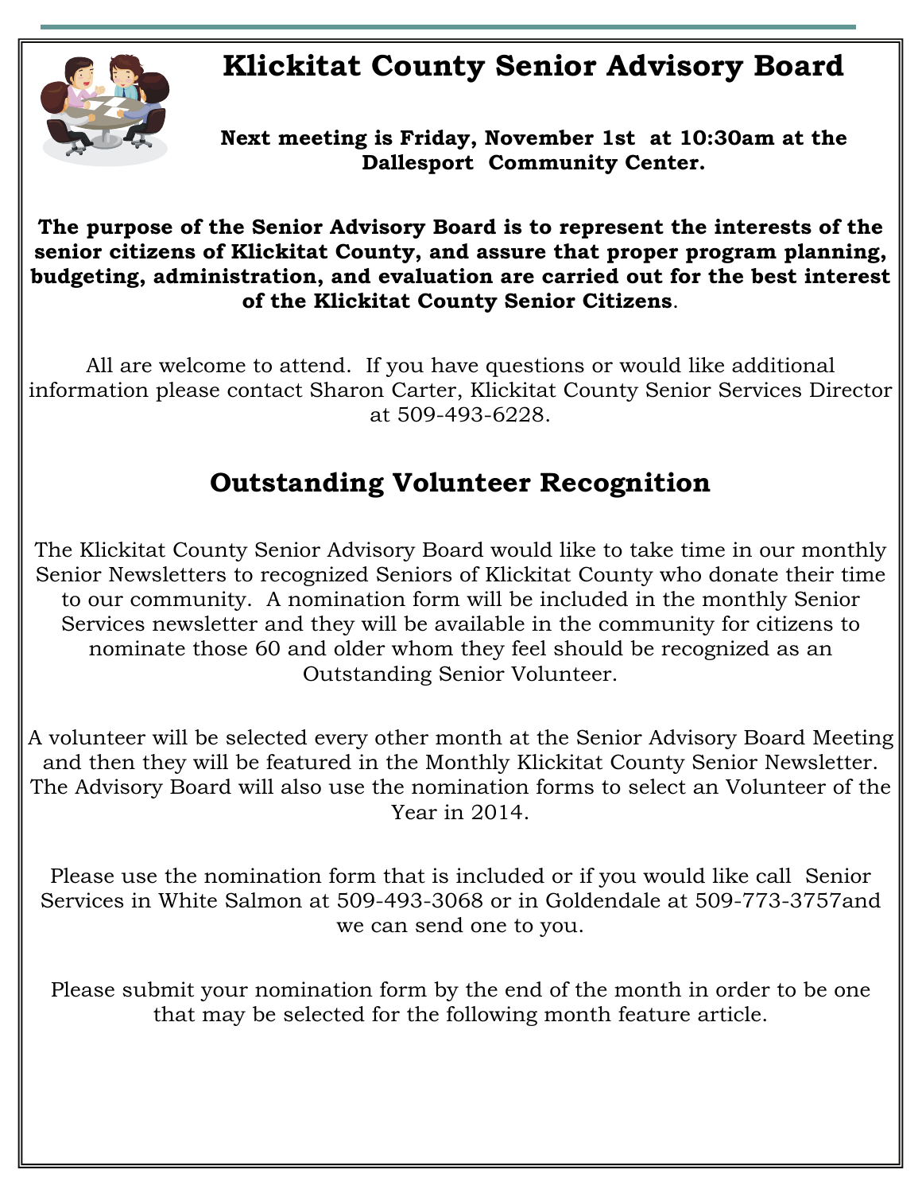# Klickitat County Senior Advisory Board

**Next meeting is Friday, November 1st at 10:30am at the Dallesport Community Center.**

**The purpose of the Senior Advisory Board is to represent the interests of the senior citizens of Klickitat County, and assure that proper program planning, budgeting, administration, and evaluation are carried out for the best interest of the Klickitat County Senior Citizens**.

All are welcome to attend. If you have questions or would like additional information please contact Sharon Carter, Klickitat County Senior Services Director at 509-493-6228.

## Outstanding Volunteer Recognition

The Klickitat County Senior Advisory Board would like to take time in our monthly Senior Newsletters to recognized Seniors of Klickitat County who donate their time to our community. A nomination form will be included in the monthly Senior Services newsletter and they will be available in the community for citizens to nominate those 60 and older whom they feel should be recognized as an Outstanding Senior Volunteer.

A volunteer will be selected every other month at the Senior Advisory Board Meeting and then they will be featured in the Monthly Klickitat County Senior Newsletter. The Advisory Board will also use the nomination forms to select an Volunteer of the Year in 2014.

Please use the nomination form that is included or if you would like call Senior Services in White Salmon at 509-493-3068 or in Goldendale at 509-773-3757and we can send one to you.

Please submit your nomination form by the end of the month in order to be one that may be selected for the following month feature article.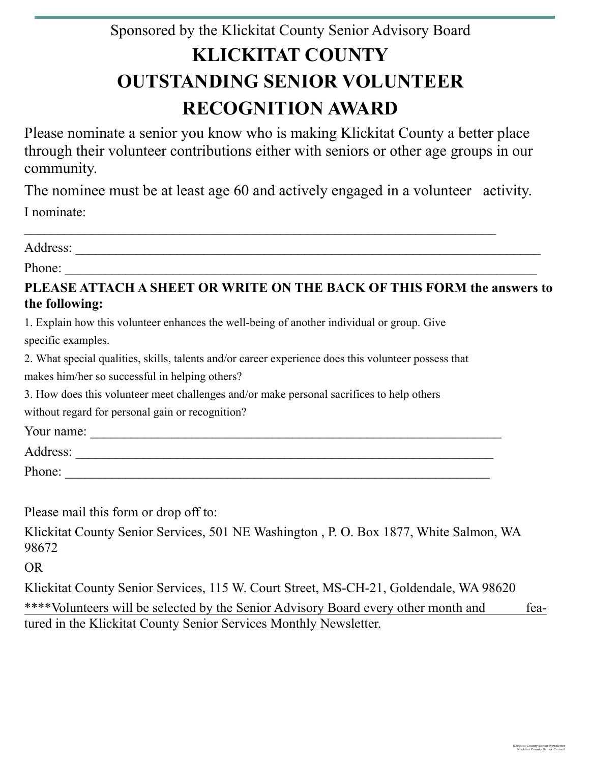Sponsored by the Klickitat County Senior Advisory Board

# KLICKITAT COUNTY
# OUTSTANDING SENIOR VOLUNTEER
# RECOGNITION AWARD

Please nominate a senior you know who is making Klickitat County a better place through their volunteer contributions either with seniors or other age groups in our community.

The nominee must be at least age 60 and actively engaged in a volunteer activity.

I nominate:

_______________________________________________________________

Address: _______________________________________________________________

Phone: _______________________________________________________________

**PLEASE ATTACH A SHEET OR WRITE ON THE BACK OF THIS FORM the answers to the following:**

1. Explain how this volunteer enhances the well-being of another individual or group. Give specific examples.
2. What special qualities, skills, talents and/or career experience does this volunteer possess that makes him/her so successful in helping others?
3. How does this volunteer meet challenges and/or make personal sacrifices to help others without regard for personal gain or recognition?

Your name: _______________________________________________________________

Address: _______________________________________________________________

Phone: _______________________________________________________________

Please mail this form or drop off to:

Klickitat County Senior Services, 501 NE Washington , P. O. Box 1877, White Salmon, WA 98672

OR

Klickitat County Senior Services, 115 W. Court Street, MS-CH-21, Goldendale, WA 98620

<u>****Volunteers will be selected by the Senior Advisory Board every other month and featured in the Klickitat County Senior Services Monthly Newsletter.</u>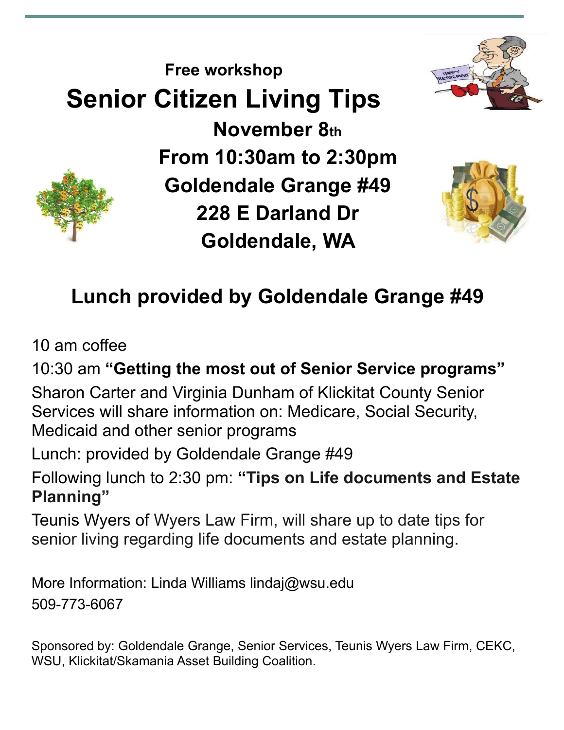**Free workshop**

# Senior Citizen Living Tips

**November 8th**

**From 10:30am to 2:30pm**

**Goldendale Grange #49**

**228 E Darland Dr**

**Goldendale, WA**

## Lunch provided by Goldendale Grange #49

10 am coffee

10:30 am **"Getting the most out of Senior Service programs"**

Sharon Carter and Virginia Dunham of Klickitat County Senior Services will share information on: Medicare, Social Security, Medicaid and other senior programs

Lunch: provided by Goldendale Grange #49

Following lunch to 2:30 pm: **"Tips on Life documents and Estate Planning"**

Teunis Wyers of Wyers Law Firm, will share up to date tips for senior living regarding life documents and estate planning.

More Information: Linda Williams lindaj@wsu.edu
509-773-6067

Sponsored by: Goldendale Grange, Senior Services, Teunis Wyers Law Firm, CEKC, WSU, Klickitat/Skamania Asset Building Coalition.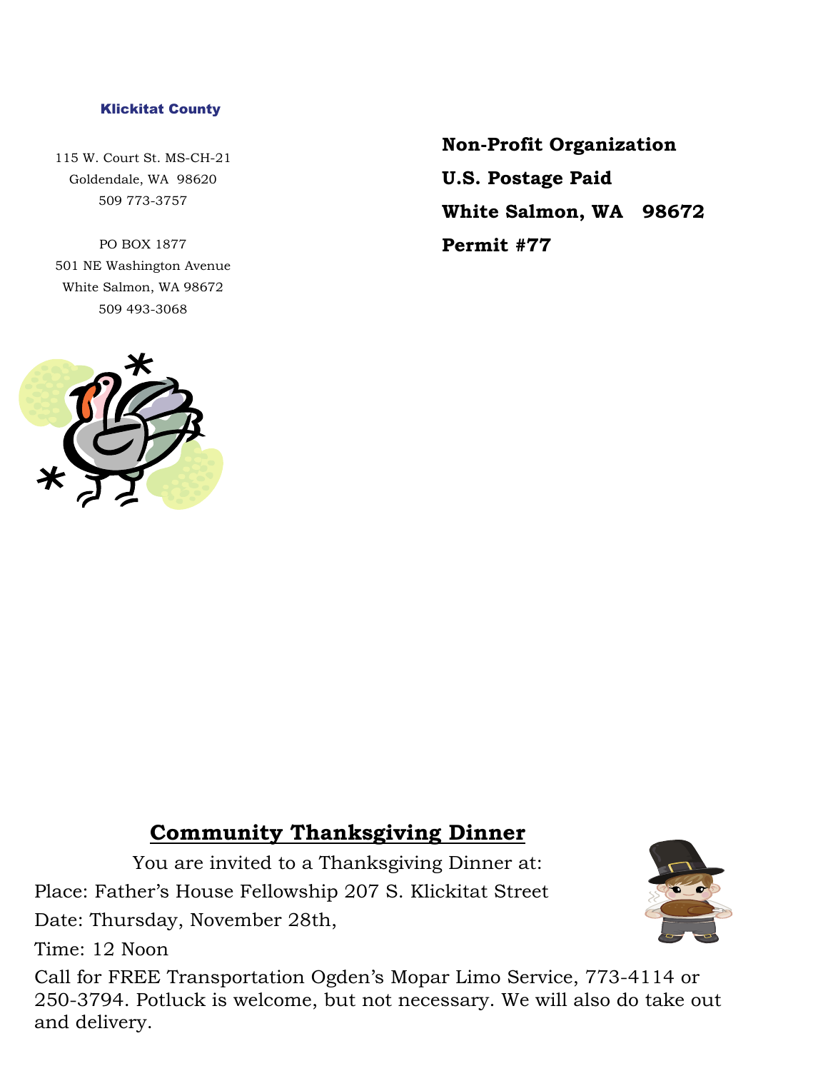**Klickitat County**

115 W. Court St. MS-CH-21
Goldendale, WA 98620
509 773-3757

PO BOX 1877
501 NE Washington Avenue
White Salmon, WA 98672
509 493-3068

**Non-Profit Organization**
**U.S. Postage Paid**
**White Salmon, WA 98672**
**Permit #77**

## Community Thanksgiving Dinner

You are invited to a Thanksgiving Dinner at:

Place: Father's House Fellowship 207 S. Klickitat Street

Date: Thursday, November 28th,

Time: 12 Noon

Call for FREE Transportation Ogden's Mopar Limo Service, 773-4114 or 250-3794. Potluck is welcome, but not necessary. We will also do take out and delivery.